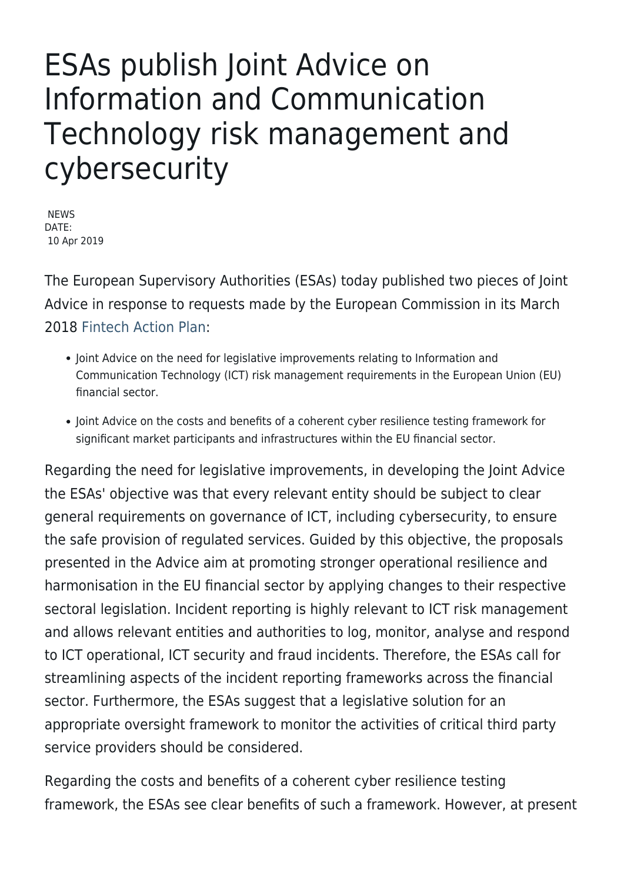# ESAs publish Joint Advice on Information and Communication Technology risk management and cybersecurity

NEWS
DATE:
10 Apr 2019

The European Supervisory Authorities (ESAs) today published two pieces of Joint Advice in response to requests made by the European Commission in its March 2018 Fintech Action Plan:

- Joint Advice on the need for legislative improvements relating to Information and Communication Technology (ICT) risk management requirements in the European Union (EU) financial sector.
- Joint Advice on the costs and benefits of a coherent cyber resilience testing framework for significant market participants and infrastructures within the EU financial sector.

Regarding the need for legislative improvements, in developing the Joint Advice the ESAs' objective was that every relevant entity should be subject to clear general requirements on governance of ICT, including cybersecurity, to ensure the safe provision of regulated services. Guided by this objective, the proposals presented in the Advice aim at promoting stronger operational resilience and harmonisation in the EU financial sector by applying changes to their respective sectoral legislation. Incident reporting is highly relevant to ICT risk management and allows relevant entities and authorities to log, monitor, analyse and respond to ICT operational, ICT security and fraud incidents. Therefore, the ESAs call for streamlining aspects of the incident reporting frameworks across the financial sector. Furthermore, the ESAs suggest that a legislative solution for an appropriate oversight framework to monitor the activities of critical third party service providers should be considered.

Regarding the costs and benefits of a coherent cyber resilience testing framework, the ESAs see clear benefits of such a framework. However, at present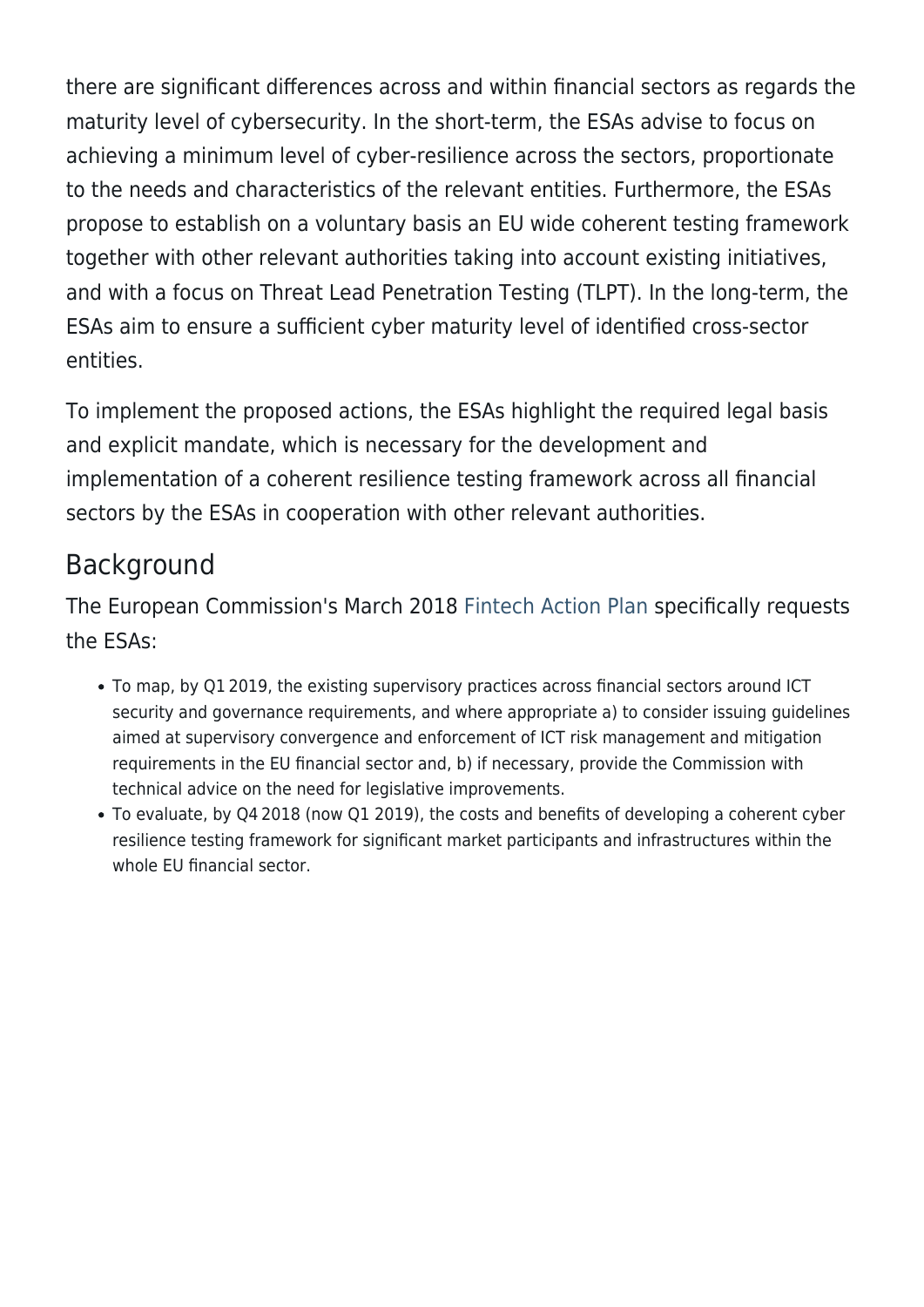there are significant differences across and within financial sectors as regards the maturity level of cybersecurity. In the short-term, the ESAs advise to focus on achieving a minimum level of cyber-resilience across the sectors, proportionate to the needs and characteristics of the relevant entities. Furthermore, the ESAs propose to establish on a voluntary basis an EU wide coherent testing framework together with other relevant authorities taking into account existing initiatives, and with a focus on Threat Lead Penetration Testing (TLPT). In the long-term, the ESAs aim to ensure a sufficient cyber maturity level of identified cross-sector entities.

To implement the proposed actions, the ESAs highlight the required legal basis and explicit mandate, which is necessary for the development and implementation of a coherent resilience testing framework across all financial sectors by the ESAs in cooperation with other relevant authorities.

## Background

The European Commission's March 2018 Fintech Action Plan specifically requests the ESAs:

- To map, by Q1 2019, the existing supervisory practices across financial sectors around ICT security and governance requirements, and where appropriate a) to consider issuing guidelines aimed at supervisory convergence and enforcement of ICT risk management and mitigation requirements in the EU financial sector and, b) if necessary, provide the Commission with technical advice on the need for legislative improvements.
- To evaluate, by Q4 2018 (now Q1 2019), the costs and benefits of developing a coherent cyber resilience testing framework for significant market participants and infrastructures within the whole EU financial sector.